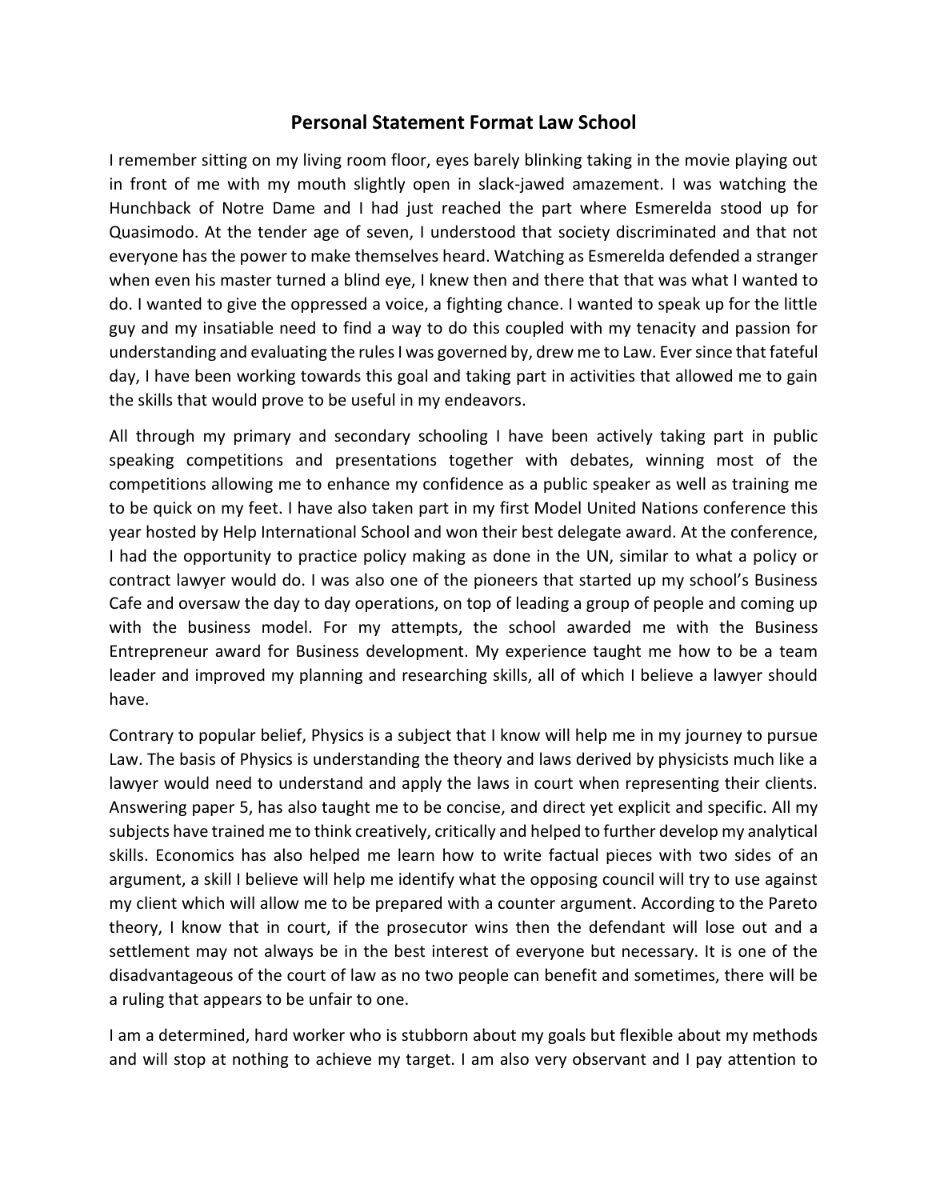## Personal Statement Format Law School

I remember sitting on my living room floor, eyes barely blinking taking in the movie playing out in front of me with my mouth slightly open in slack-jawed amazement. I was watching the Hunchback of Notre Dame and I had just reached the part where Esmerelda stood up for Quasimodo. At the tender age of seven, I understood that society discriminated and that not everyone has the power to make themselves heard. Watching as Esmerelda defended a stranger when even his master turned a blind eye, I knew then and there that that was what I wanted to do. I wanted to give the oppressed a voice, a fighting chance. I wanted to speak up for the little guy and my insatiable need to find a way to do this coupled with my tenacity and passion for understanding and evaluating the rules I was governed by, drew me to Law. Ever since that fateful day, I have been working towards this goal and taking part in activities that allowed me to gain the skills that would prove to be useful in my endeavors.

All through my primary and secondary schooling I have been actively taking part in public speaking competitions and presentations together with debates, winning most of the competitions allowing me to enhance my confidence as a public speaker as well as training me to be quick on my feet. I have also taken part in my first Model United Nations conference this year hosted by Help International School and won their best delegate award. At the conference, I had the opportunity to practice policy making as done in the UN, similar to what a policy or contract lawyer would do. I was also one of the pioneers that started up my school's Business Cafe and oversaw the day to day operations, on top of leading a group of people and coming up with the business model. For my attempts, the school awarded me with the Business Entrepreneur award for Business development. My experience taught me how to be a team leader and improved my planning and researching skills, all of which I believe a lawyer should have.

Contrary to popular belief, Physics is a subject that I know will help me in my journey to pursue Law. The basis of Physics is understanding the theory and laws derived by physicists much like a lawyer would need to understand and apply the laws in court when representing their clients. Answering paper 5, has also taught me to be concise, and direct yet explicit and specific. All my subjects have trained me to think creatively, critically and helped to further develop my analytical skills. Economics has also helped me learn how to write factual pieces with two sides of an argument, a skill I believe will help me identify what the opposing council will try to use against my client which will allow me to be prepared with a counter argument. According to the Pareto theory, I know that in court, if the prosecutor wins then the defendant will lose out and a settlement may not always be in the best interest of everyone but necessary. It is one of the disadvantageous of the court of law as no two people can benefit and sometimes, there will be a ruling that appears to be unfair to one.

I am a determined, hard worker who is stubborn about my goals but flexible about my methods and will stop at nothing to achieve my target. I am also very observant and I pay attention to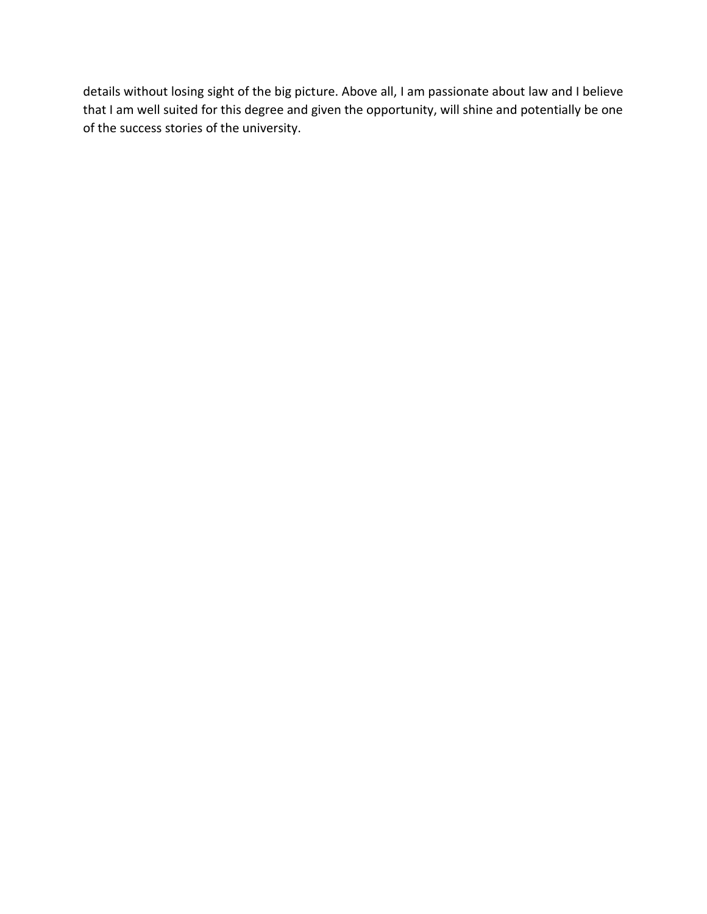details without losing sight of the big picture. Above all, I am passionate about law and I believe that I am well suited for this degree and given the opportunity, will shine and potentially be one of the success stories of the university.